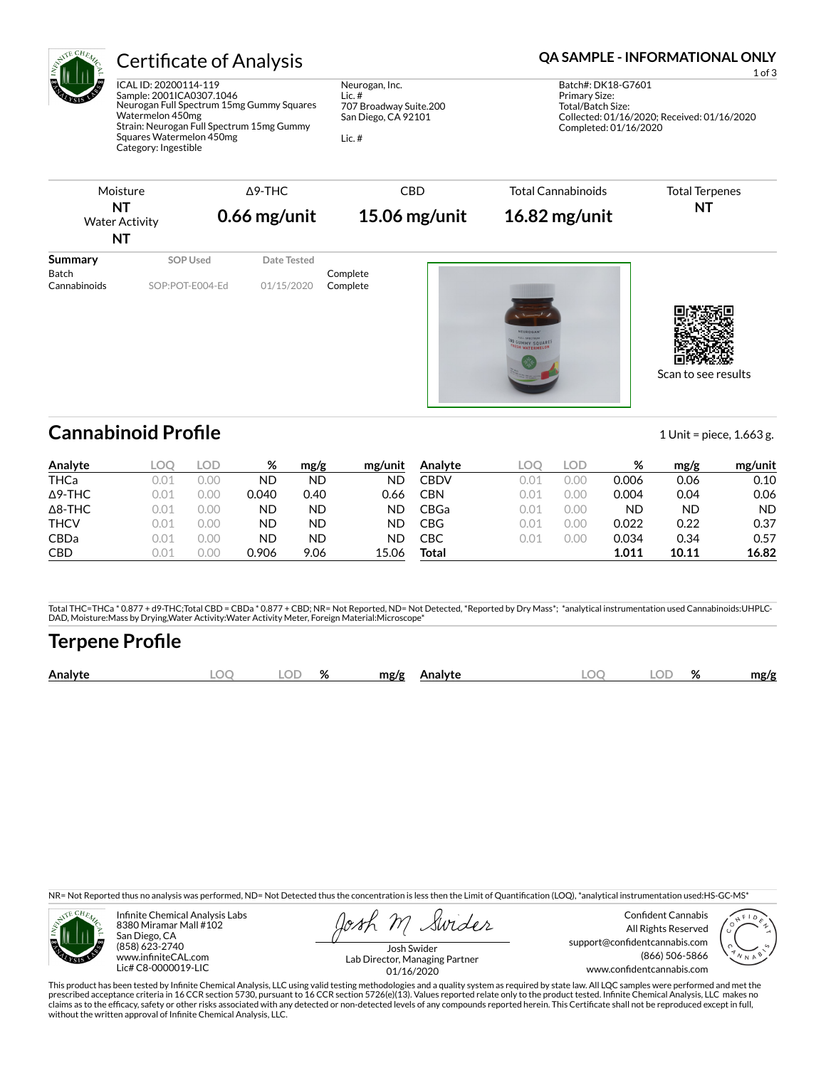# Certificate of Analysis

**QA SAMPLE - INFORMATIONAL ONLY**

ICAL ID: 20200114-119
Sample: 2001ICA0307.1046
Neurogan Full Spectrum 15mg Gummy Squares Watermelon 450mg
Strain: Neurogan Full Spectrum 15mg Gummy Squares Watermelon 450mg
Category: Ingestible

Neurogan, Inc.
Lic. #
707 Broadway Suite.200
San Diego, CA 92101

Lic. #

Batch#: DK18-G7601
Primary Size:
Total/Batch Size:
Collected: 01/16/2020; Received: 01/16/2020
Completed: 01/16/2020

| Moisture | Δ9-THC | CBD | Total Cannabinoids | Total Terpenes |
|---|---|---|---|---|
| **NT** | **0.66 mg/unit** | **15.06 mg/unit** | **16.82 mg/unit** | **NT** |
| Water Activity **NT** | | | | |

| Summary | SOP Used | Date Tested | |
|---|---|---|---|
| Batch | | | Complete |
| Cannabinoids | SOP:POT-E004-Ed | 01/15/2020 | Complete |

Scan to see results

## Cannabinoid Profile

1 Unit = piece, 1.663 g.

| Analyte | LOQ | LOD | % | mg/g | mg/unit | Analyte | LOQ | LOD | % | mg/g | mg/unit |
|---|---|---|---|---|---|---|---|---|---|---|---|
| THCa | 0.01 | 0.00 | ND | ND | ND | CBDV | 0.01 | 0.00 | 0.006 | 0.06 | 0.10 |
| Δ9-THC | 0.01 | 0.00 | 0.040 | 0.40 | 0.66 | CBN | 0.01 | 0.00 | 0.004 | 0.04 | 0.06 |
| Δ8-THC | 0.01 | 0.00 | ND | ND | ND | CBGa | 0.01 | 0.00 | ND | ND | ND |
| THCV | 0.01 | 0.00 | ND | ND | ND | CBG | 0.01 | 0.00 | 0.022 | 0.22 | 0.37 |
| CBDa | 0.01 | 0.00 | ND | ND | ND | CBC | 0.01 | 0.00 | 0.034 | 0.34 | 0.57 |
| CBD | 0.01 | 0.00 | 0.906 | 9.06 | 15.06 | **Total** | | | **1.011** | **10.11** | **16.82** |

Total THC=THCa * 0.877 + d9-THC;Total CBD = CBDa * 0.877 + CBD; NR= Not Reported, ND= Not Detected, *Reported by Dry Mass*; *analytical instrumentation used Cannabinoids:UHPLC-DAD, Moisture:Mass by Drying,Water Activity:Water Activity Meter, Foreign Material:Microscope*

## Terpene Profile

| Analyte | LOQ | LOD | % | mg/g | Analyte | LOQ | LOD | % | mg/g |
|---|---|---|---|---|---|---|---|---|---|

NR= Not Reported thus no analysis was performed, ND= Not Detected thus the concentration is less then the Limit of Quantification (LOQ), *analytical instrumentation used:HS-GC-MS*

Infinite Chemical Analysis Labs
8380 Miramar Mall #102
San Diego, CA
(858) 623-2740
www.infiniteCAL.com
Lic# C8-0000019-LIC

Josh Swider
Lab Director, Managing Partner
01/16/2020

Confident Cannabis
All Rights Reserved
support@confidentcannabis.com
(866) 506-5866
www.confidentcannabis.com

This product has been tested by Infinite Chemical Analysis, LLC using valid testing methodologies and a quality system as required by state law. All LQC samples were performed and met the prescribed acceptance criteria in 16 CCR section 5730, pursuant to 16 CCR section 5726(e)(13). Values reported relate only to the product tested. Infinite Chemical Analysis, LLC makes no claims as to the efficacy, safety or other risks associated with any detected or non-detected levels of any compounds reported herein. This Certificate shall not be reproduced except in full, without the written approval of Infinite Chemical Analysis, LLC.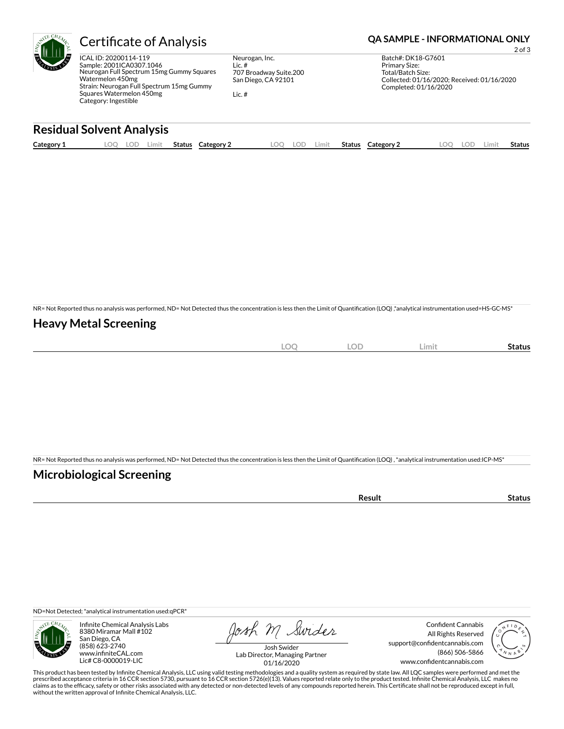# Certificate of Analysis

**QA SAMPLE - INFORMATIONAL ONLY**

ICAL ID: 20200114-119
Sample: 2001ICA0307.1046
Neurogan Full Spectrum 15mg Gummy Squares Watermelon 450mg
Strain: Neurogan Full Spectrum 15mg Gummy Squares Watermelon 450mg
Category: Ingestible

Neurogan, Inc.
Lic. #
707 Broadway Suite.200
San Diego, CA 92101

Lic. #

Batch#: DK18-G7601
Primary Size:
Total/Batch Size:
Collected: 01/16/2020; Received: 01/16/2020
Completed: 01/16/2020

## Residual Solvent Analysis

| Category 1 | LOQ | LOD | Limit | Status | Category 2 | LOQ | LOD | Limit | Status | Category 2 | LOQ | LOD | Limit | Status |
|---|---|---|---|---|---|---|---|---|---|---|---|---|---|---|

NR= Not Reported thus no analysis was performed, ND= Not Detected thus the concentration is less then the Limit of Quantification (LOQ) ,*analytical instrumentation used=HS-GC-MS*

## Heavy Metal Screening

| | LOQ | LOD | Limit | Status |
|---|---|---|---|---|

NR= Not Reported thus no analysis was performed, ND= Not Detected thus the concentration is less then the Limit of Quantification (LOQ) , *analytical instrumentation used:ICP-MS*

## Microbiological Screening

| | Result | Status |
|---|---|---|

ND=Not Detected; *analytical instrumentation used:qPCR*

Infinite Chemical Analysis Labs
8380 Miramar Mall #102
San Diego, CA
(858) 623-2740
www.infiniteCAL.com
Lic# C8-0000019-LIC

Josh Swider
Lab Director, Managing Partner
01/16/2020

Confident Cannabis
All Rights Reserved
support@confidentcannabis.com
(866) 506-5866
www.confidentcannabis.com

This product has been tested by Infinite Chemical Analysis, LLC using valid testing methodologies and a quality system as required by state law. All LQC samples were performed and met the prescribed acceptance criteria in 16 CCR section 5730, pursuant to 16 CCR section 5726(e)(13). Values reported relate only to the product tested. Infinite Chemical Analysis, LLC makes no claims as to the efficacy, safety or other risks associated with any detected or non-detected levels of any compounds reported herein. This Certificate shall not be reproduced except in full, without the written approval of Infinite Chemical Analysis, LLC.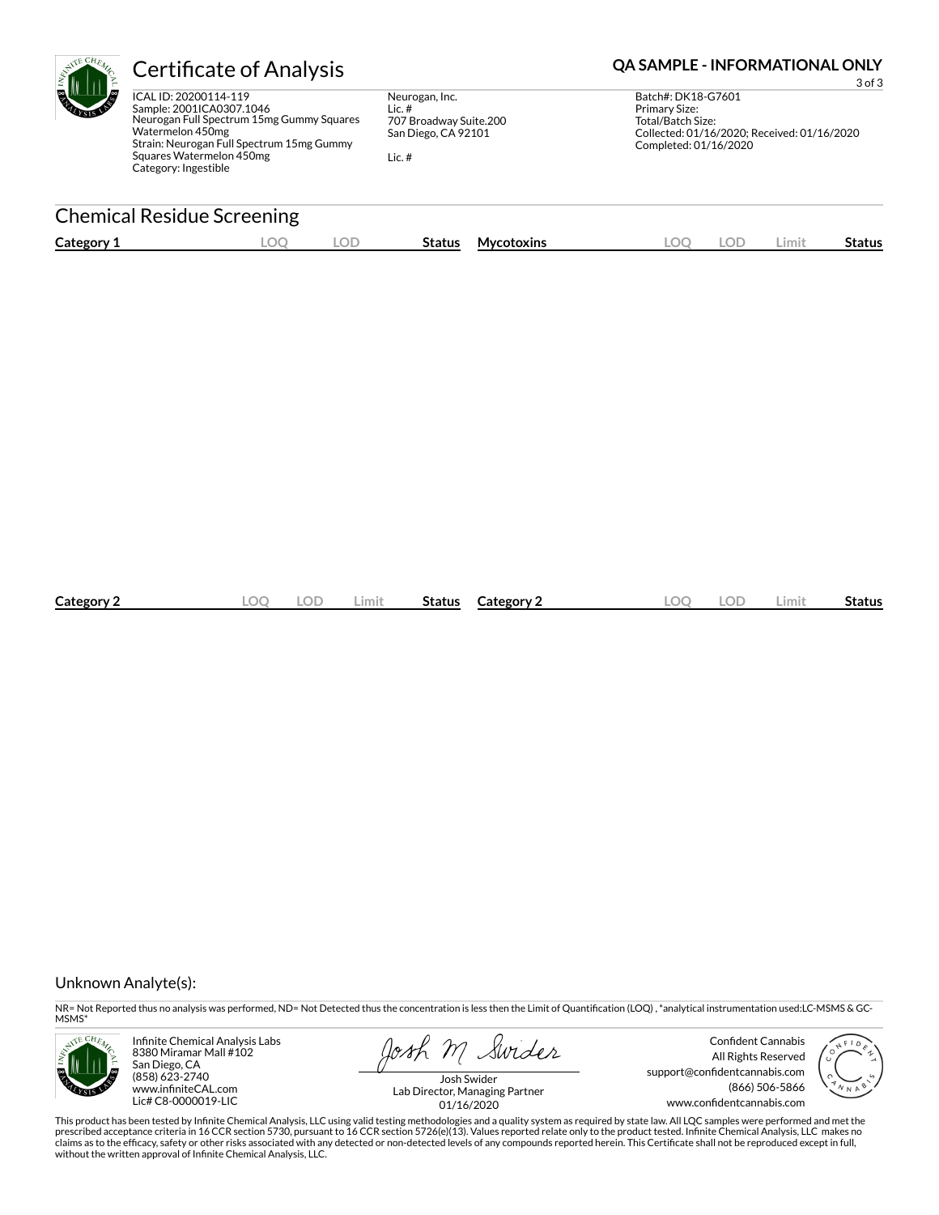# Certificate of Analysis

**QA SAMPLE - INFORMATIONAL ONLY**

ICAL ID: 20200114-119
Sample: 2001ICA0307.1046
Neurogan Full Spectrum 15mg Gummy Squares Watermelon 450mg
Strain: Neurogan Full Spectrum 15mg Gummy Squares Watermelon 450mg
Category: Ingestible

Neurogan, Inc.
Lic. #
707 Broadway Suite.200
San Diego, CA 92101

Lic. #

Batch#: DK18-G7601
Primary Size:
Total/Batch Size:
Collected: 01/16/2020; Received: 01/16/2020
Completed: 01/16/2020

## Chemical Residue Screening

| Category 1 | LOQ | LOD | Status |
|---|---|---|---|

| Mycotoxins | LOQ | LOD | Limit | Status |
|---|---|---|---|---|

| Category 2 | LOQ | LOD | Limit | Status |
|---|---|---|---|---|

| Category 2 | LOQ | LOD | Limit | Status |
|---|---|---|---|---|

Unknown Analyte(s):

NR= Not Reported thus no analysis was performed, ND= Not Detected thus the concentration is less then the Limit of Quantification (LOQ) , *analytical instrumentation used:LC-MSMS & GC-MSMS*

Infinite Chemical Analysis Labs
8380 Miramar Mall #102
San Diego, CA
(858) 623-2740
www.infiniteCAL.com
Lic# C8-0000019-LIC

Josh Swider
Lab Director, Managing Partner
01/16/2020

Confident Cannabis
All Rights Reserved
support@confidentcannabis.com
(866) 506-5866
www.confidentcannabis.com

This product has been tested by Infinite Chemical Analysis, LLC using valid testing methodologies and a quality system as required by state law. All LQC samples were performed and met the prescribed acceptance criteria in 16 CCR section 5730, pursuant to 16 CCR section 5726(e)(13). Values reported relate only to the product tested. Infinite Chemical Analysis, LLC makes no claims as to the efficacy, safety or other risks associated with any detected or non-detected levels of any compounds reported herein. This Certificate shall not be reproduced except in full, without the written approval of Infinite Chemical Analysis, LLC.